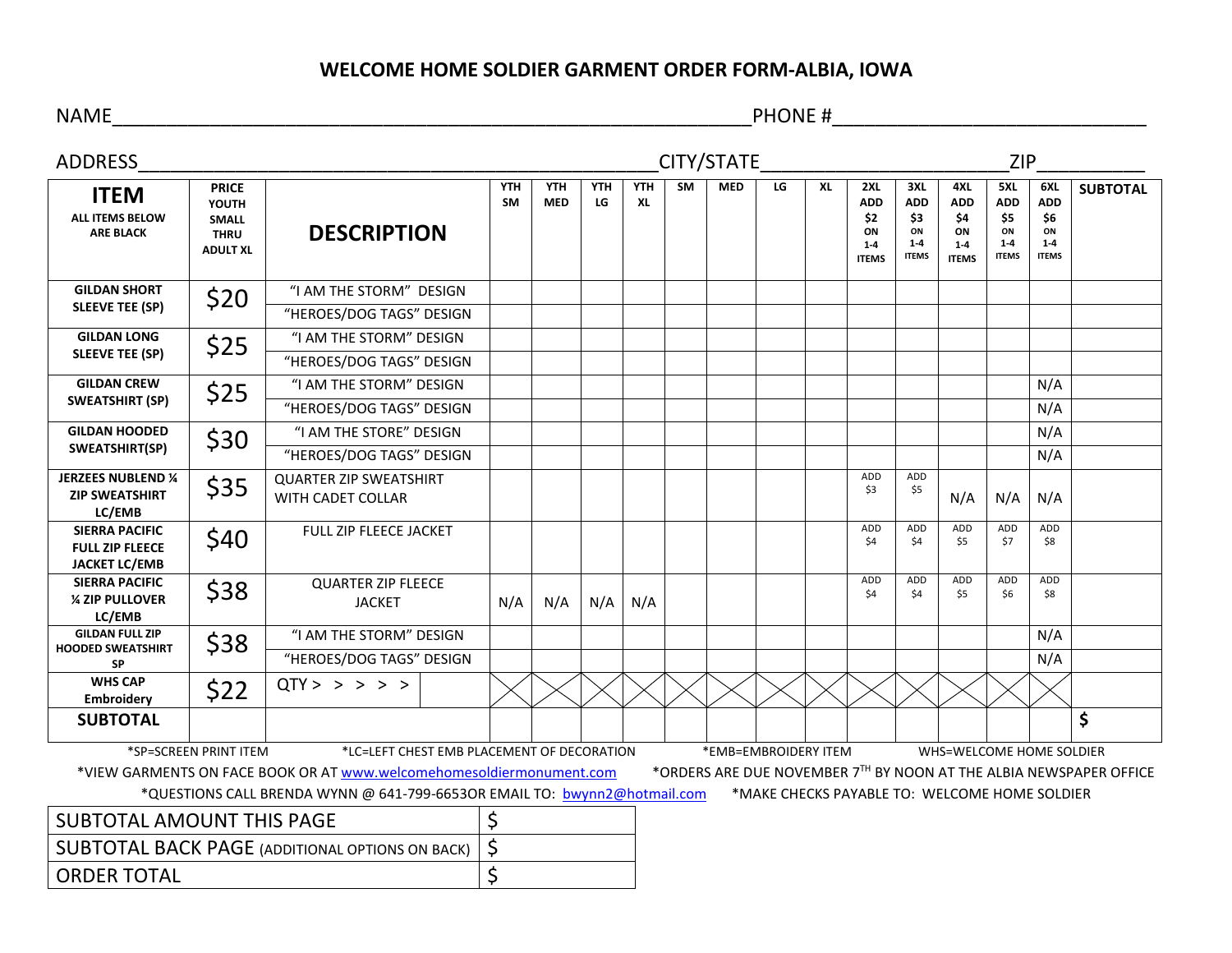# WELCOME HOME SOLDIER GARMENT ORDER FORM-ALBIA, IOWA

NAME_____________________________________________________________PHONE #____________________________

ADDRESS________________________________________________CITY/STATE______________________ZIP__________

| ITEM<br>ALL ITEMS BELOW ARE BLACK | PRICE YOUTH SMALL THRU ADULT XL | DESCRIPTION | YTH SM | YTH MED | YTH LG | YTH XL | SM | MED | LG | XL | 2XL ADD $2 ON 1-4 ITEMS | 3XL ADD $3 ON 1-4 ITEMS | 4XL ADD $4 ON 1-4 ITEMS | 5XL ADD $5 ON 1-4 ITEMS | 6XL ADD $6 ON 1-4 ITEMS | SUBTOTAL |
|---|---|---|---|---|---|---|---|---|---|---|---|---|---|---|---|---|
| GILDAN SHORT SLEEVE TEE (SP) | $20 | "I AM THE STORM" DESIGN | | | | | | | | | | | | | | |
| | | "HEROES/DOG TAGS" DESIGN | | | | | | | | | | | | | | |
| GILDAN LONG SLEEVE TEE (SP) | $25 | "I AM THE STORM" DESIGN | | | | | | | | | | | | | | |
| | | "HEROES/DOG TAGS" DESIGN | | | | | | | | | | | | | | |
| GILDAN CREW SWEATSHIRT (SP) | $25 | "I AM THE STORM" DESIGN | | | | | | | | | | | | | N/A | |
| | | "HEROES/DOG TAGS" DESIGN | | | | | | | | | | | | | N/A | |
| GILDAN HOODED SWEATSHIRT(SP) | $30 | "I AM THE STORE" DESIGN | | | | | | | | | | | | | N/A | |
| | | "HEROES/DOG TAGS" DESIGN | | | | | | | | | | | | | N/A | |
| JERZEES NUBLEND ¼ ZIP SWEATSHIRT LC/EMB | $35 | QUARTER ZIP SWEATSHIRT WITH CADET COLLAR | | | | | | | | | ADD $3 | ADD $5 | N/A | N/A | N/A | |
| SIERRA PACIFIC FULL ZIP FLEECE JACKET LC/EMB | $40 | FULL ZIP FLEECE JACKET | | | | | | | | | ADD $4 | ADD $4 | ADD $5 | ADD $7 | ADD $8 | |
| SIERRA PACIFIC ¼ ZIP PULLOVER LC/EMB | $38 | QUARTER ZIP FLEECE JACKET | N/A | N/A | N/A | N/A | | | | | ADD $4 | ADD $4 | ADD $5 | ADD $6 | ADD $8 | |
| GILDAN FULL ZIP HOODED SWEATSHIRT SP | $38 | "I AM THE STORM" DESIGN | | | | | | | | | | | | | N/A | |
| | | "HEROES/DOG TAGS" DESIGN | | | | | | | | | | | | | N/A | |
| WHS CAP Embroidery | $22 | QTY > > > > > | X | X | X | X | X | X | X | X | X | X | X | X | X | |
| SUBTOTAL | | | | | | | | | | | | | | | | $ |

*SP=SCREEN PRINT ITEM *LC=LEFT CHEST EMB PLACEMENT OF DECORATION *EMB=EMBROIDERY ITEM WHS=WELCOME HOME SOLDIER

*VIEW GARMENTS ON FACE BOOK OR AT www.welcomehomesoldiermonument.com *ORDERS ARE DUE NOVEMBER 7TH BY NOON AT THE ALBIA NEWSPAPER OFFICE

*QUESTIONS CALL BRENDA WYNN @ 641-799-6653OR EMAIL TO: bwynn2@hotmail.com *MAKE CHECKS PAYABLE TO: WELCOME HOME SOLDIER

| | |
|---|---|
| SUBTOTAL AMOUNT THIS PAGE | $ |
| SUBTOTAL BACK PAGE (ADDITIONAL OPTIONS ON BACK) | $ |
| ORDER TOTAL | $ |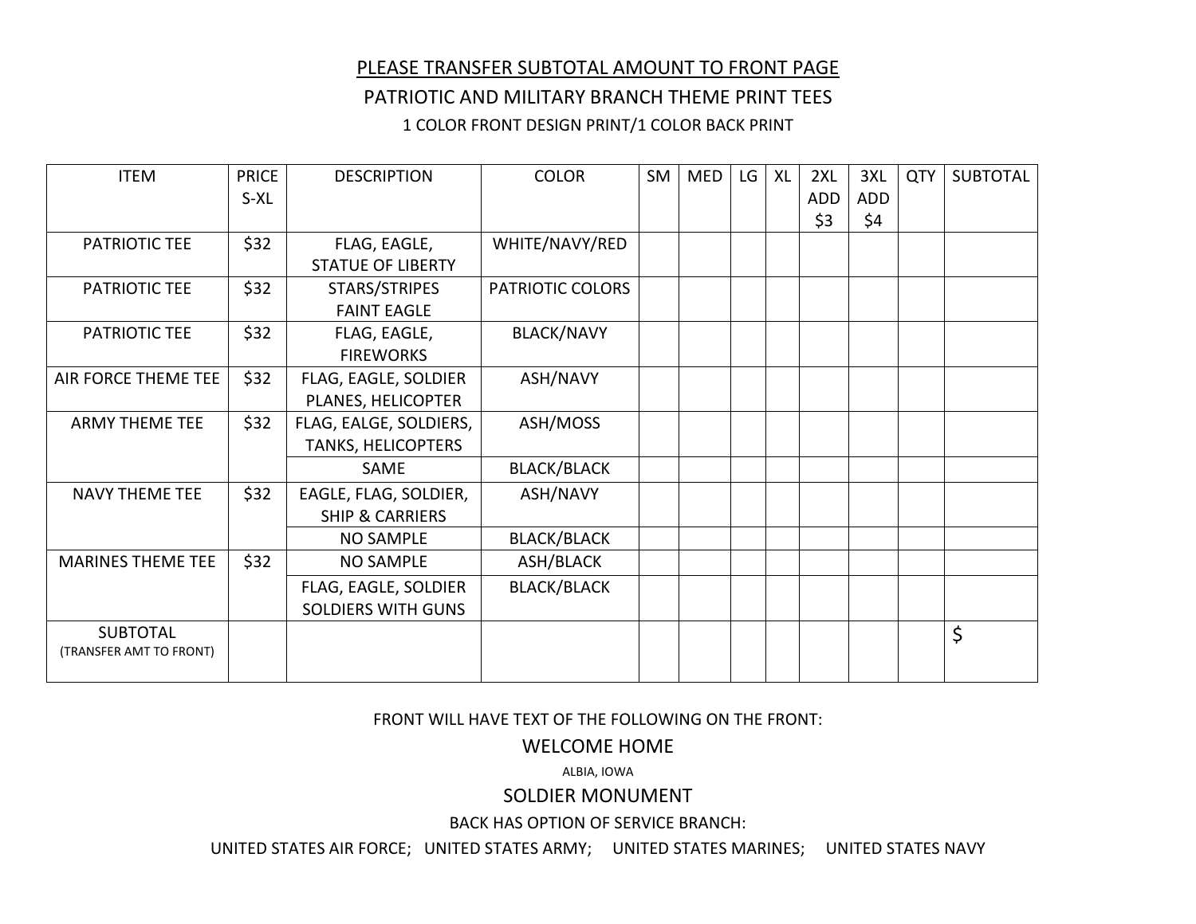PLEASE TRANSFER SUBTOTAL AMOUNT TO FRONT PAGE

PATRIOTIC AND MILITARY BRANCH THEME PRINT TEES

1 COLOR FRONT DESIGN PRINT/1 COLOR BACK PRINT

| ITEM | PRICE S-XL | DESCRIPTION | COLOR | SM | MED | LG | XL | 2XL ADD $3 | 3XL ADD $4 | QTY | SUBTOTAL |
|---|---|---|---|---|---|---|---|---|---|---|---|
| PATRIOTIC TEE | $32 | FLAG, EAGLE, STATUE OF LIBERTY | WHITE/NAVY/RED | | | | | | | | |
| PATRIOTIC TEE | $32 | STARS/STRIPES FAINT EAGLE | PATRIOTIC COLORS | | | | | | | | |
| PATRIOTIC TEE | $32 | FLAG, EAGLE, FIREWORKS | BLACK/NAVY | | | | | | | | |
| AIR FORCE THEME TEE | $32 | FLAG, EAGLE, SOLDIER PLANES, HELICOPTER | ASH/NAVY | | | | | | | | |
| ARMY THEME TEE | $32 | FLAG, EALGE, SOLDIERS, TANKS, HELICOPTERS | ASH/MOSS | | | | | | | | |
| | | SAME | BLACK/BLACK | | | | | | | | |
| NAVY THEME TEE | $32 | EAGLE, FLAG, SOLDIER, SHIP & CARRIERS | ASH/NAVY | | | | | | | | |
| | | NO SAMPLE | BLACK/BLACK | | | | | | | | |
| MARINES THEME TEE | $32 | NO SAMPLE | ASH/BLACK | | | | | | | | |
| | | FLAG, EAGLE, SOLDIER SOLDIERS WITH GUNS | BLACK/BLACK | | | | | | | | |
| SUBTOTAL (TRANSFER AMT TO FRONT) | | | | | | | | | | | $ |

FRONT WILL HAVE TEXT OF THE FOLLOWING ON THE FRONT:

WELCOME HOME

ALBIA, IOWA

SOLDIER MONUMENT

BACK HAS OPTION OF SERVICE BRANCH:

UNITED STATES AIR FORCE; UNITED STATES ARMY; UNITED STATES MARINES; UNITED STATES NAVY